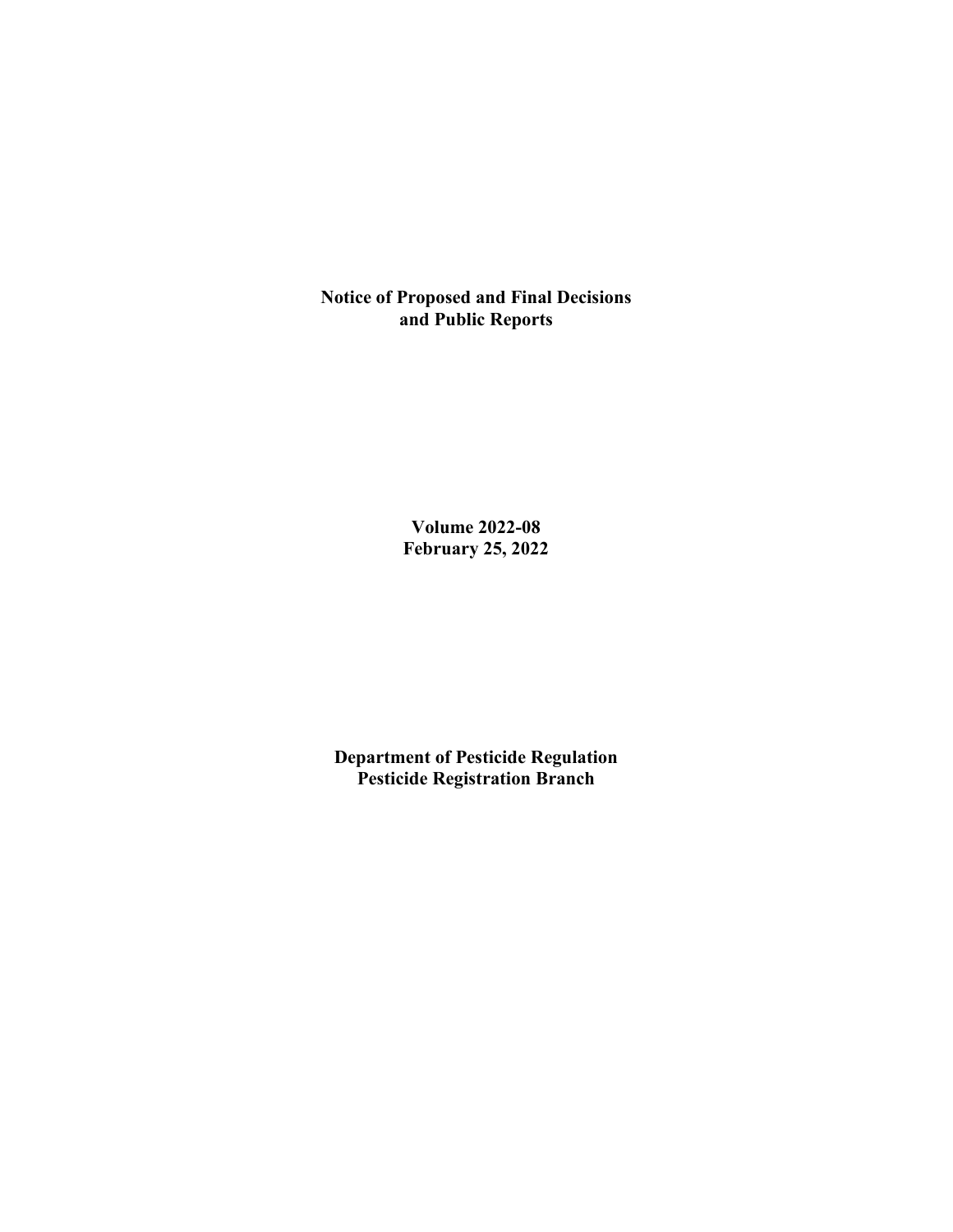# Notice of Proposed and Final Decisions and Public Reports

**Volume 2022-08**
**February 25, 2022**

**Department of Pesticide Regulation**
**Pesticide Registration Branch**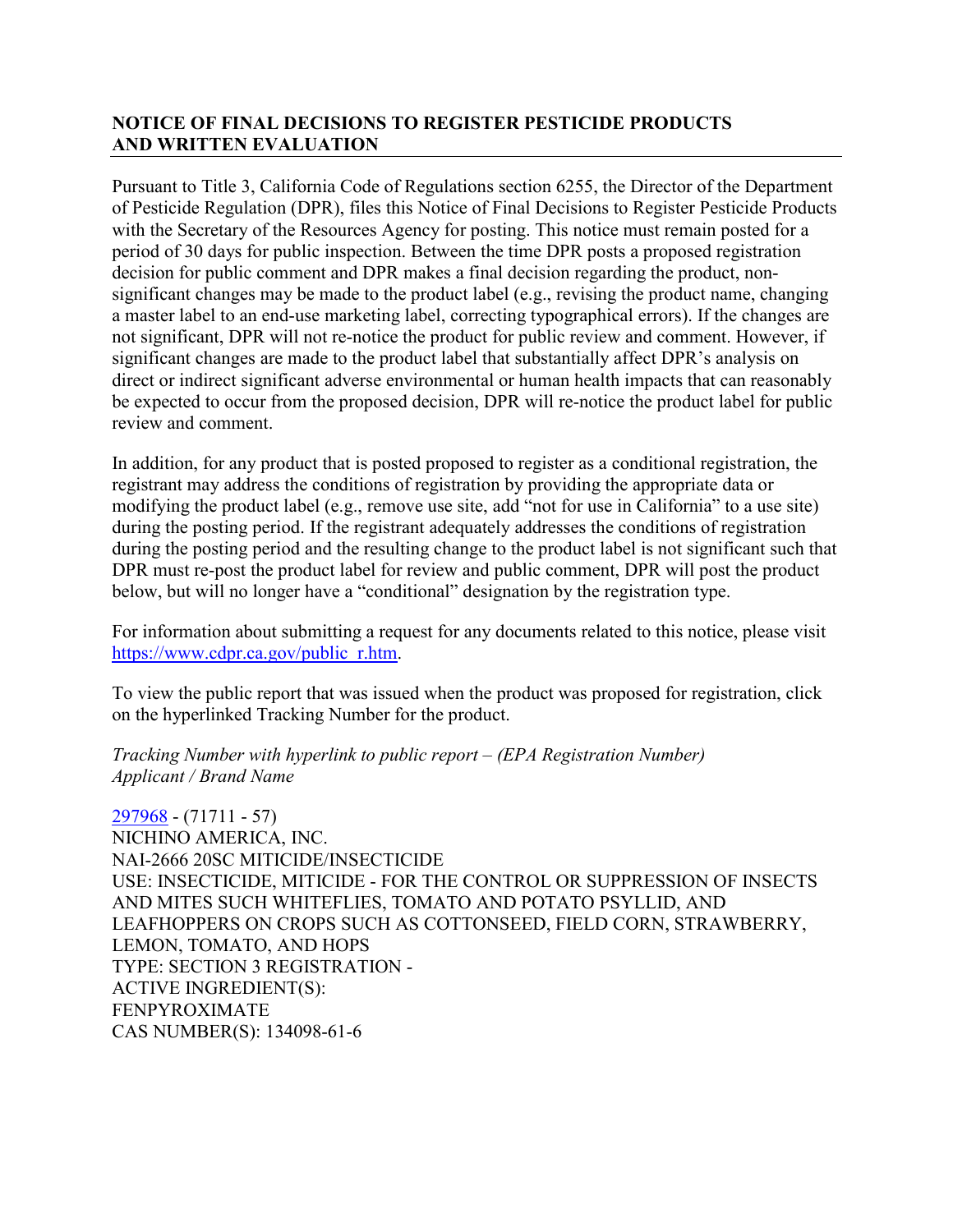## NOTICE OF FINAL DECISIONS TO REGISTER PESTICIDE PRODUCTS AND WRITTEN EVALUATION

Pursuant to Title 3, California Code of Regulations section 6255, the Director of the Department of Pesticide Regulation (DPR), files this Notice of Final Decisions to Register Pesticide Products with the Secretary of the Resources Agency for posting. This notice must remain posted for a period of 30 days for public inspection. Between the time DPR posts a proposed registration decision for public comment and DPR makes a final decision regarding the product, non-significant changes may be made to the product label (e.g., revising the product name, changing a master label to an end-use marketing label, correcting typographical errors). If the changes are not significant, DPR will not re-notice the product for public review and comment. However, if significant changes are made to the product label that substantially affect DPR's analysis on direct or indirect significant adverse environmental or human health impacts that can reasonably be expected to occur from the proposed decision, DPR will re-notice the product label for public review and comment.

In addition, for any product that is posted proposed to register as a conditional registration, the registrant may address the conditions of registration by providing the appropriate data or modifying the product label (e.g., remove use site, add "not for use in California" to a use site) during the posting period. If the registrant adequately addresses the conditions of registration during the posting period and the resulting change to the product label is not significant such that DPR must re-post the product label for review and public comment, DPR will post the product below, but will no longer have a "conditional" designation by the registration type.

For information about submitting a request for any documents related to this notice, please visit https://www.cdpr.ca.gov/public_r.htm.

To view the public report that was issued when the product was proposed for registration, click on the hyperlinked Tracking Number for the product.

*Tracking Number with hyperlink to public report – (EPA Registration Number)*
*Applicant / Brand Name*

297968 - (71711 - 57)
NICHINO AMERICA, INC.
NAI-2666 20SC MITICIDE/INSECTICIDE
USE: INSECTICIDE, MITICIDE - FOR THE CONTROL OR SUPPRESSION OF INSECTS AND MITES SUCH WHITEFLIES, TOMATO AND POTATO PSYLLID, AND LEAFHOPPERS ON CROPS SUCH AS COTTONSEED, FIELD CORN, STRAWBERRY, LEMON, TOMATO, AND HOPS
TYPE: SECTION 3 REGISTRATION -
ACTIVE INGREDIENT(S):
FENPYROXIMATE
CAS NUMBER(S): 134098-61-6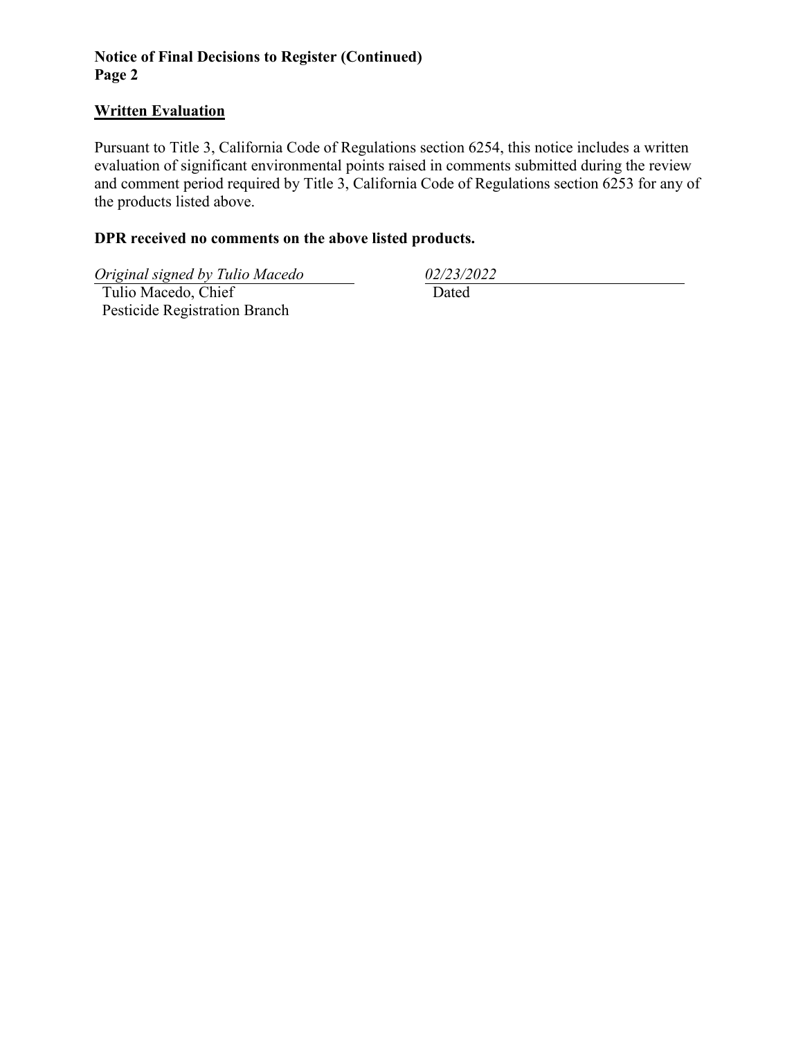**Notice of Final Decisions to Register (Continued)**

## Written Evaluation

Pursuant to Title 3, California Code of Regulations section 6254, this notice includes a written evaluation of significant environmental points raised in comments submitted during the review and comment period required by Title 3, California Code of Regulations section 6253 for any of the products listed above.

**DPR received no comments on the above listed products.**

*Original signed by Tulio Macedo*
Tulio Macedo, Chief
Pesticide Registration Branch

*02/23/2022*
Dated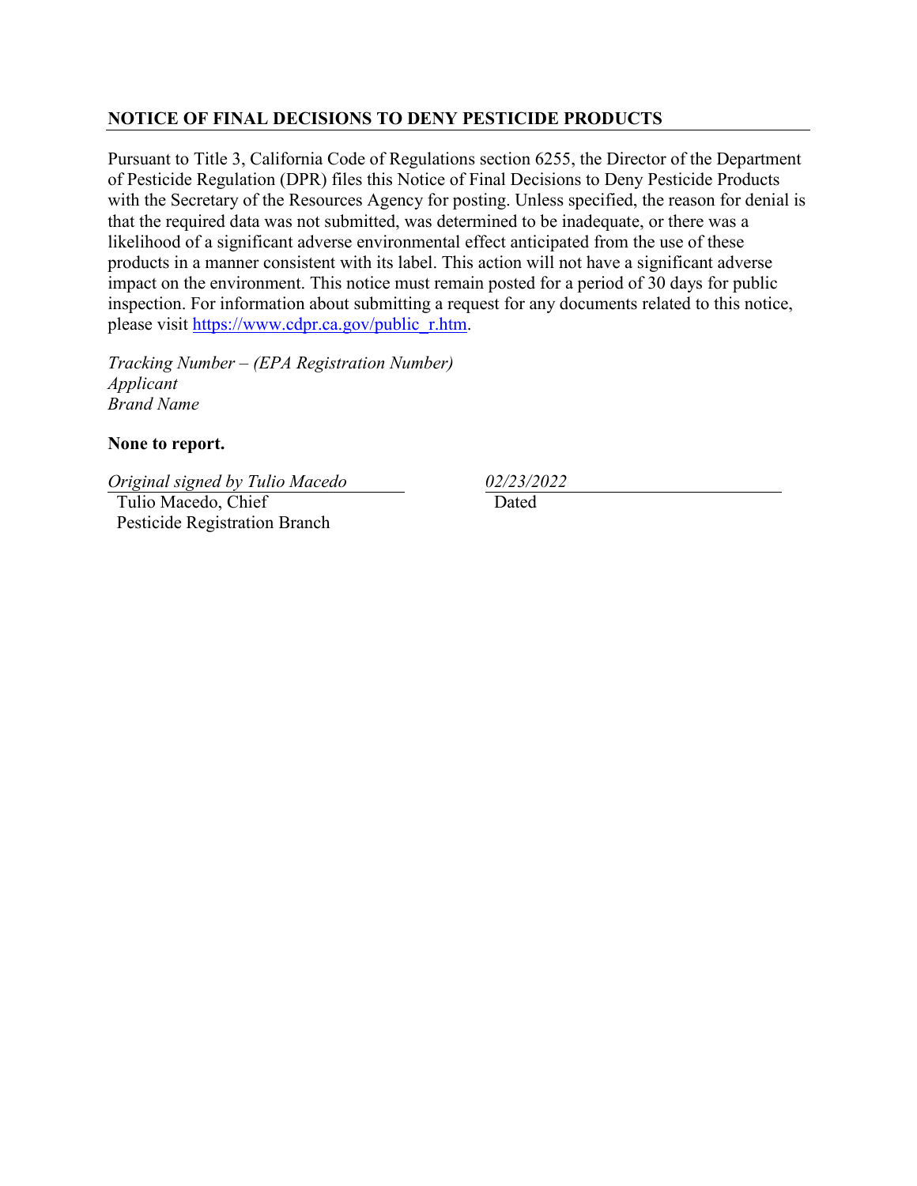## NOTICE OF FINAL DECISIONS TO DENY PESTICIDE PRODUCTS

Pursuant to Title 3, California Code of Regulations section 6255, the Director of the Department of Pesticide Regulation (DPR) files this Notice of Final Decisions to Deny Pesticide Products with the Secretary of the Resources Agency for posting. Unless specified, the reason for denial is that the required data was not submitted, was determined to be inadequate, or there was a likelihood of a significant adverse environmental effect anticipated from the use of these products in a manner consistent with its label. This action will not have a significant adverse impact on the environment. This notice must remain posted for a period of 30 days for public inspection. For information about submitting a request for any documents related to this notice, please visit https://www.cdpr.ca.gov/public_r.htm.

*Tracking Number – (EPA Registration Number)*
*Applicant*
*Brand Name*

**None to report.**

*Original signed by Tulio Macedo*
Tulio Macedo, Chief
Pesticide Registration Branch

*02/23/2022*
Dated